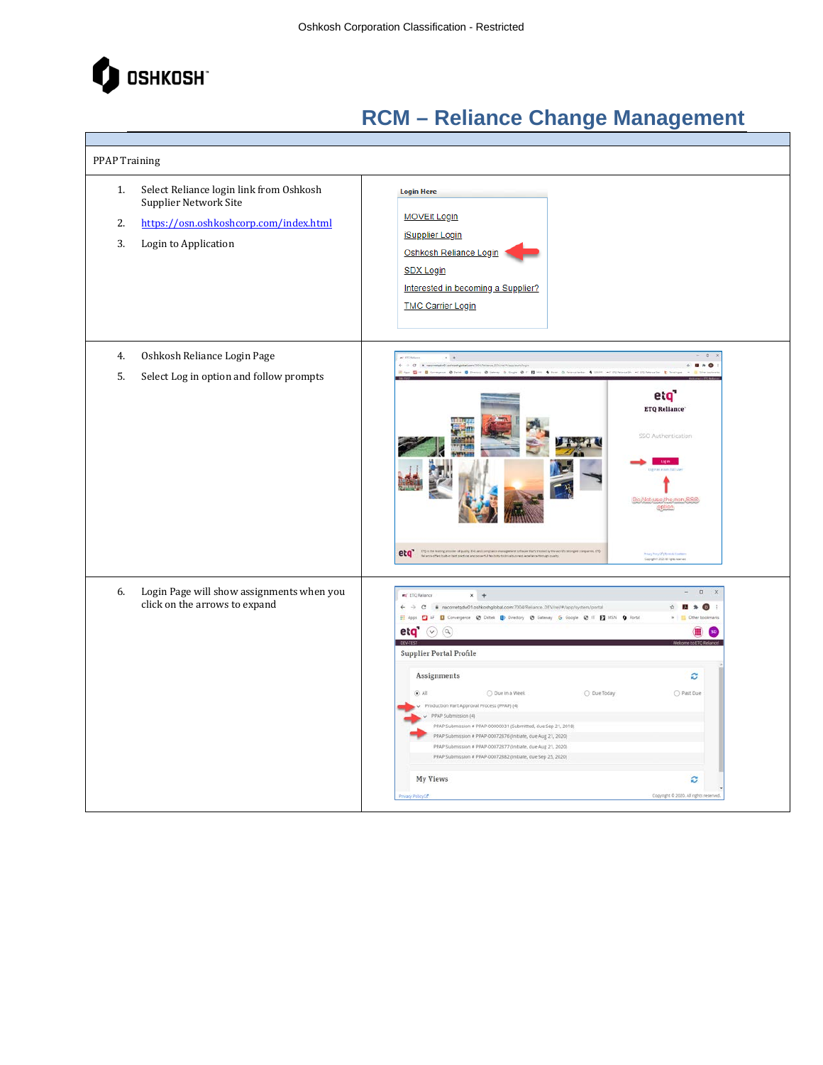Oshkosh Corporation Classification - Restricted

OSHKOSH

# RCM – Reliance Change Management

| PPAP Training | |
|---|---|
| 1. Select Reliance login link from Oshkosh Supplier Network Site<br>2. https://osn.oshkoshcorp.com/index.html<br>3. Login to Application | Login Here<br>MOVEit Login<br>iSupplier Login<br>Oshkosh Reliance Login<br>SDX Login<br>Interested in becoming a Supplier?<br>TMC Carrier Login |
| 4. Oshkosh Reliance Login Page<br>5. Select Log in option and follow prompts | |
| 6. Login Page will show assignments when you click on the arrows to expand | |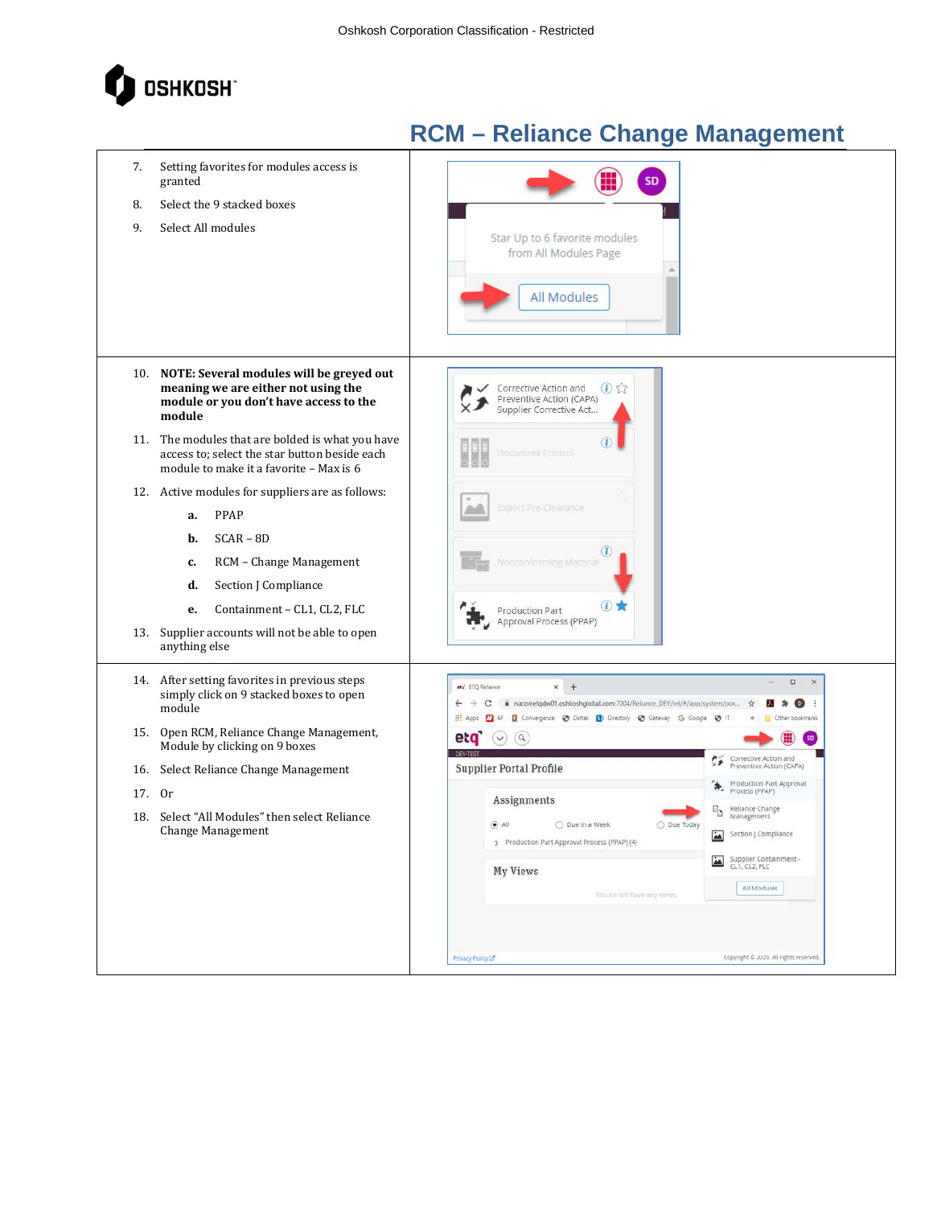# RCM – Reliance Change Management

7. Setting favorites for modules access is granted
8. Select the 9 stacked boxes
9. Select All modules

10. **NOTE: Several modules will be greyed out meaning we are either not using the module or you don't have access to the module**
11. The modules that are bolded is what you have access to; select the star button beside each module to make it a favorite – Max is 6
12. Active modules for suppliers are as follows:
    - **a.** PPAP
    - **b.** SCAR – 8D
    - **c.** RCM – Change Management
    - **d.** Section J Compliance
    - **e.** Containment – CL1, CL2, FLC
13. Supplier accounts will not be able to open anything else

14. After setting favorites in previous steps simply click on 9 stacked boxes to open module
15. Open RCM, Reliance Change Management, Module by clicking on 9 boxes
16. Select Reliance Change Management
17. Or
18. Select "All Modules" then select Reliance Change Management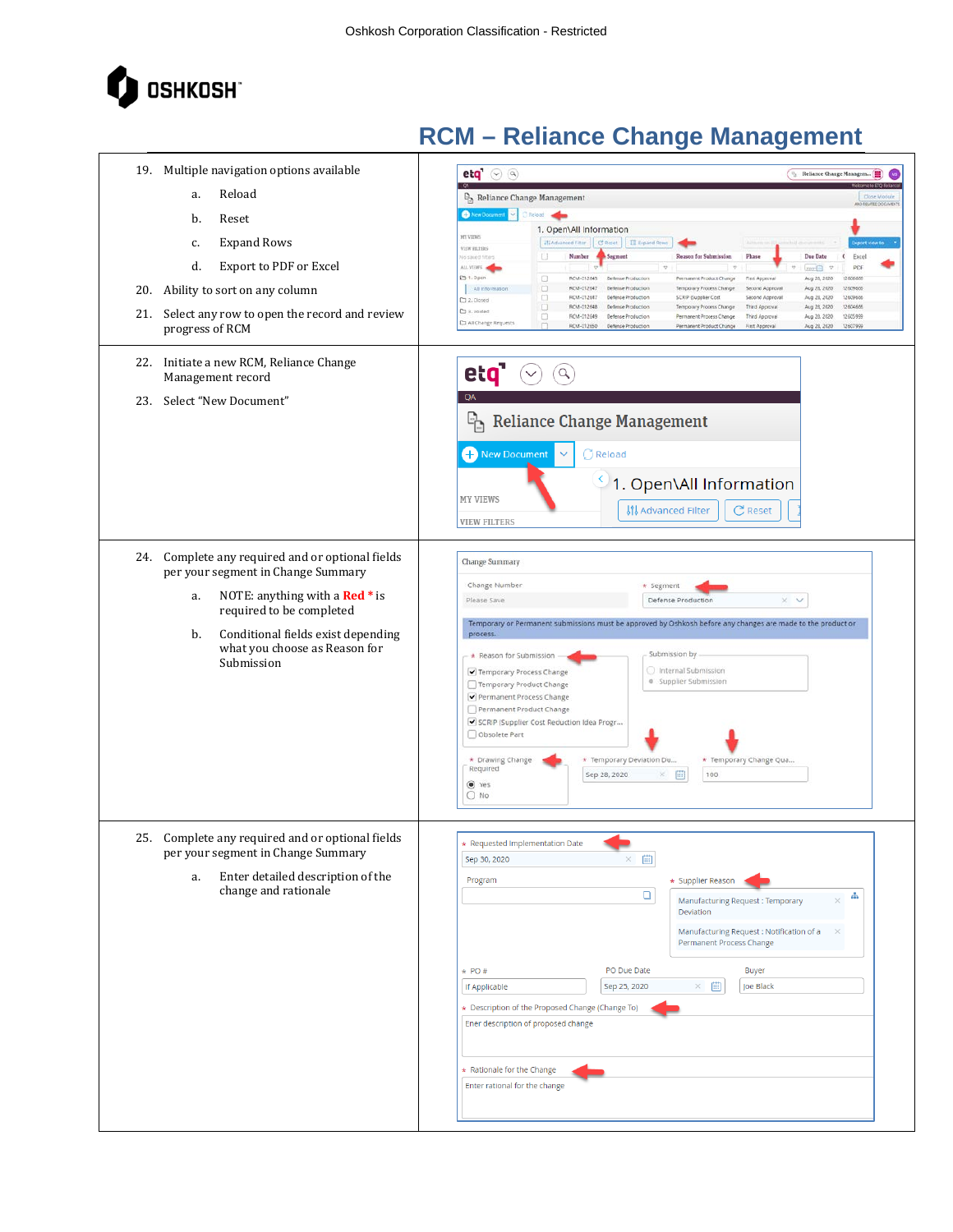Oshkosh Corporation Classification - Restricted

# RCM – Reliance Change Management

19. Multiple navigation options available
    a. Reload
    b. Reset
    c. Expand Rows
    d. Export to PDF or Excel
20. Ability to sort on any column
21. Select any row to open the record and review progress of RCM

22. Initiate a new RCM, Reliance Change Management record
23. Select "New Document"

24. Complete any required and or optional fields per your segment in Change Summary
    a. NOTE: anything with a **Red *** is required to be completed
    b. Conditional fields exist depending what you choose as Reason for Submission

25. Complete any required and or optional fields per your segment in Change Summary
    a. Enter detailed description of the change and rationale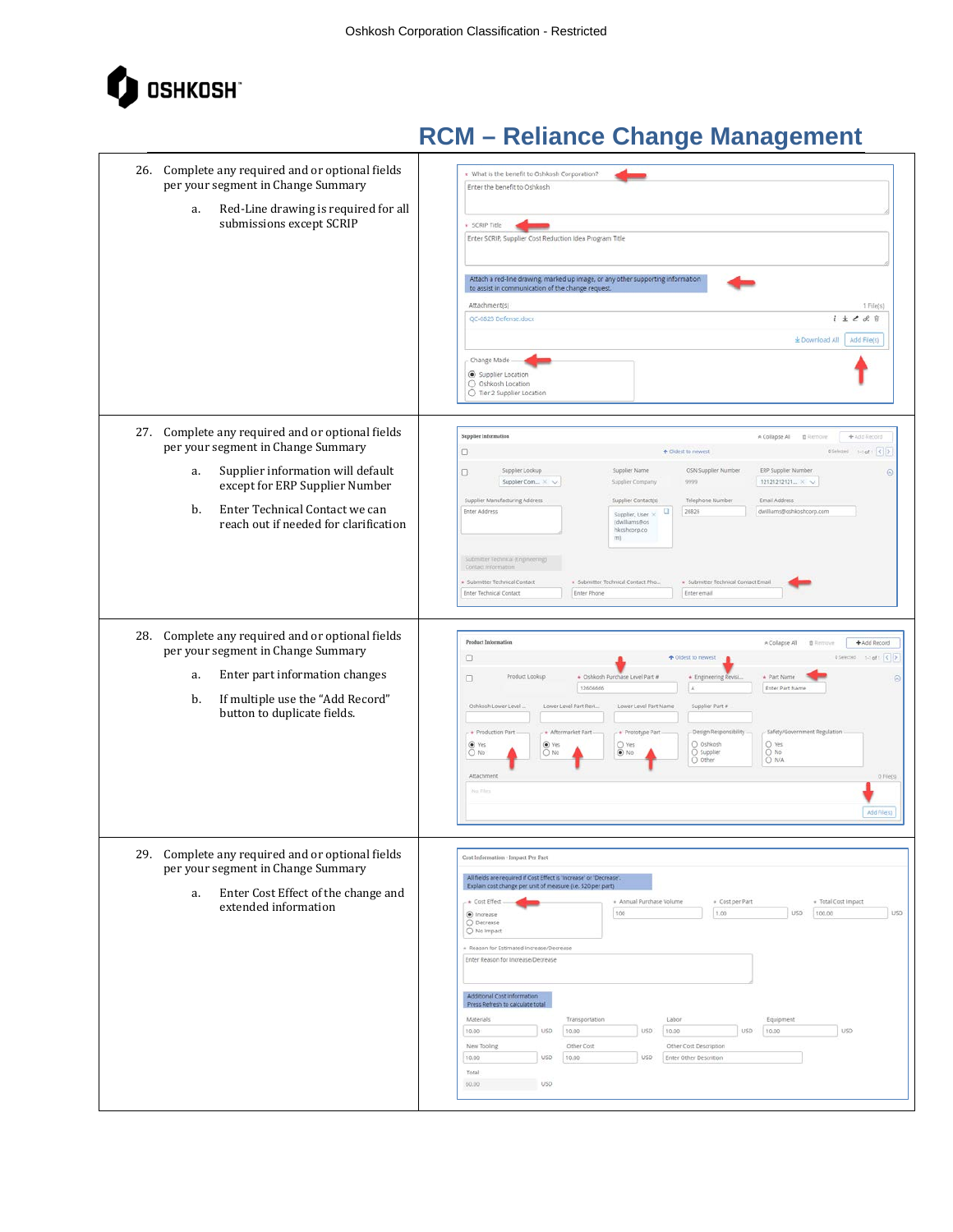Oshkosh Corporation Classification - Restricted

# RCM – Reliance Change Management

26. Complete any required and or optional fields per your segment in Change Summary
    a. Red-Line drawing is required for all submissions except SCRIP

27. Complete any required and or optional fields per your segment in Change Summary
    a. Supplier information will default except for ERP Supplier Number
    b. Enter Technical Contact we can reach out if needed for clarification

28. Complete any required and or optional fields per your segment in Change Summary
    a. Enter part information changes
    b. If multiple use the "Add Record" button to duplicate fields.

29. Complete any required and or optional fields per your segment in Change Summary
    a. Enter Cost Effect of the change and extended information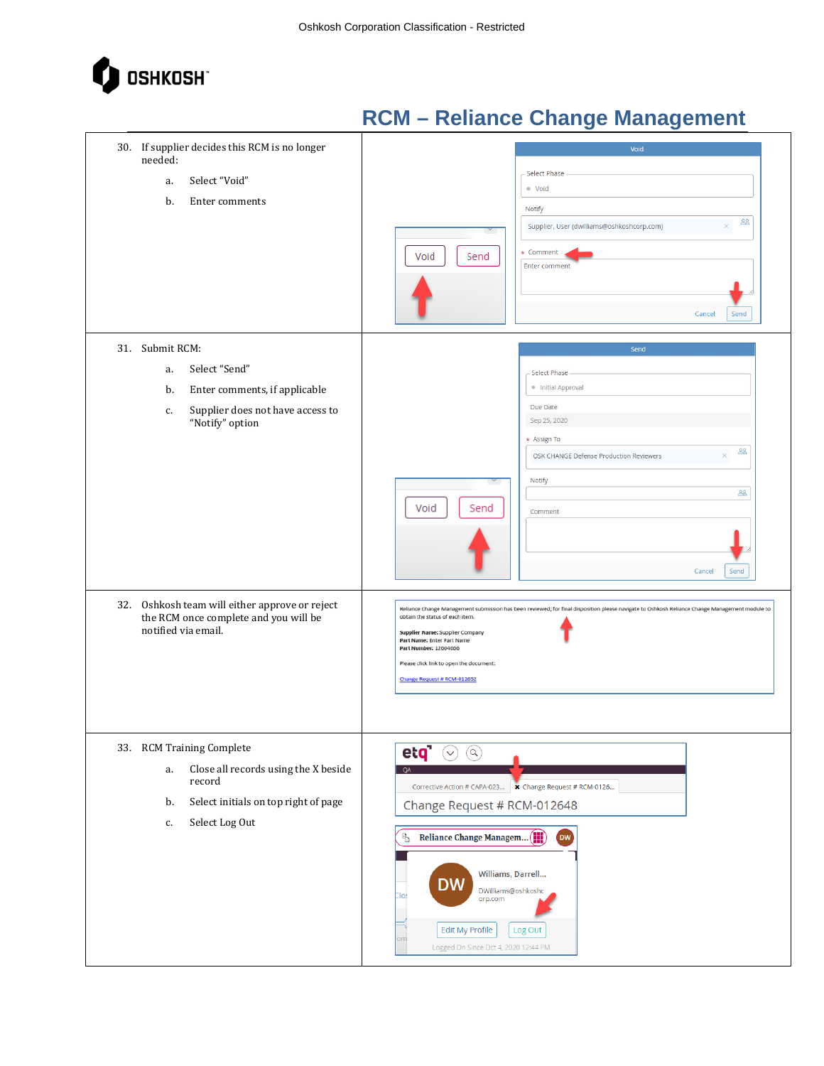# RCM – Reliance Change Management

| | |
|---|---|
| 30. If supplier decides this RCM is no longer needed:<br>a. Select "Void"<br>b. Enter comments | |
| 31. Submit RCM:<br>a. Select "Send"<br>b. Enter comments, if applicable<br>c. Supplier does not have access to "Notify" option | |
| 32. Oshkosh team will either approve or reject the RCM once complete and you will be notified via email. | |
| 33. RCM Training Complete<br>a. Close all records using the X beside record<br>b. Select initials on top right of page<br>c. Select Log Out | |